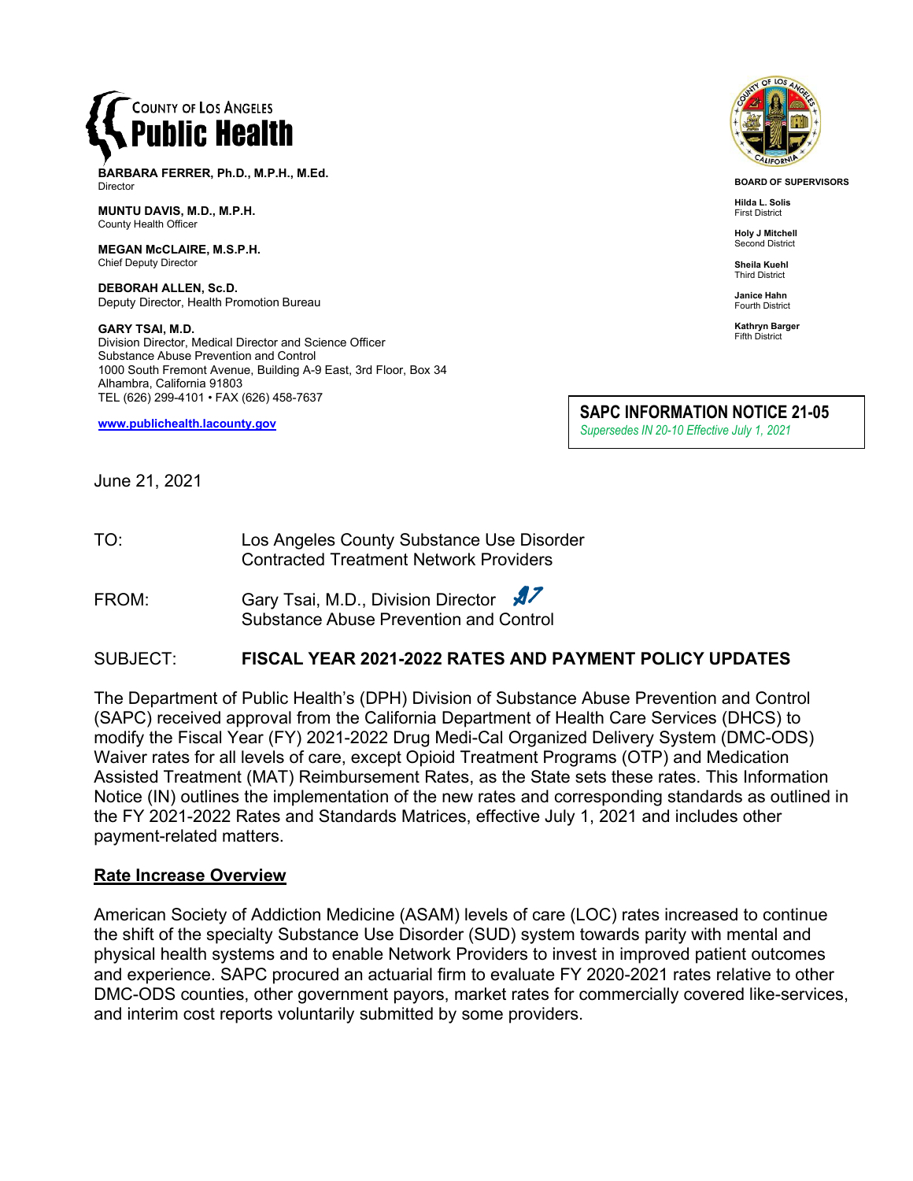COUNTY OF LOS ANGELES
**Public Health**

**BARBARA FERRER, Ph.D., M.P.H., M.Ed.**
Director

**MUNTU DAVIS, M.D., M.P.H.**
County Health Officer

**MEGAN McCLAIRE, M.S.P.H.**
Chief Deputy Director

**DEBORAH ALLEN, Sc.D.**
Deputy Director, Health Promotion Bureau

**GARY TSAI, M.D.**
Division Director, Medical Director and Science Officer
Substance Abuse Prevention and Control
1000 South Fremont Avenue, Building A-9 East, 3rd Floor, Box 34
Alhambra, California 91803
TEL (626) 299-4101 • FAX (626) 458-7637

www.publichealth.lacounty.gov

**BOARD OF SUPERVISORS**

**Hilda L. Solis**
First District

**Holy J Mitchell**
Second District

**Sheila Kuehl**
Third District

**Janice Hahn**
Fourth District

**Kathryn Barger**
Fifth District

**SAPC INFORMATION NOTICE 21-05**
*Supersedes IN 20-10 Effective July 1, 2021*

June 21, 2021

TO: Los Angeles County Substance Use Disorder Contracted Treatment Network Providers

FROM: Gary Tsai, M.D., Division Director
Substance Abuse Prevention and Control

SUBJECT: **FISCAL YEAR 2021-2022 RATES AND PAYMENT POLICY UPDATES**

The Department of Public Health's (DPH) Division of Substance Abuse Prevention and Control (SAPC) received approval from the California Department of Health Care Services (DHCS) to modify the Fiscal Year (FY) 2021-2022 Drug Medi-Cal Organized Delivery System (DMC-ODS) Waiver rates for all levels of care, except Opioid Treatment Programs (OTP) and Medication Assisted Treatment (MAT) Reimbursement Rates, as the State sets these rates. This Information Notice (IN) outlines the implementation of the new rates and corresponding standards as outlined in the FY 2021-2022 Rates and Standards Matrices, effective July 1, 2021 and includes other payment-related matters.

## Rate Increase Overview

American Society of Addiction Medicine (ASAM) levels of care (LOC) rates increased to continue the shift of the specialty Substance Use Disorder (SUD) system towards parity with mental and physical health systems and to enable Network Providers to invest in improved patient outcomes and experience. SAPC procured an actuarial firm to evaluate FY 2020-2021 rates relative to other DMC-ODS counties, other government payors, market rates for commercially covered like-services, and interim cost reports voluntarily submitted by some providers.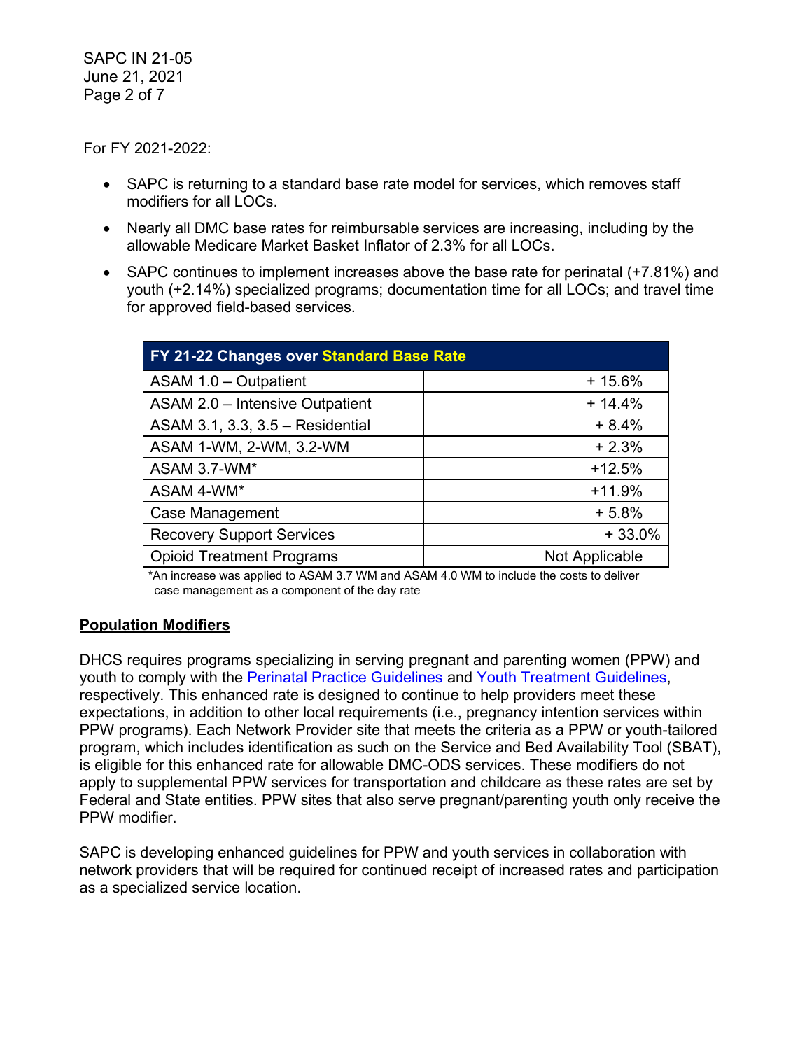For FY 2021-2022:

- SAPC is returning to a standard base rate model for services, which removes staff modifiers for all LOCs.
- Nearly all DMC base rates for reimbursable services are increasing, including by the allowable Medicare Market Basket Inflator of 2.3% for all LOCs.
- SAPC continues to implement increases above the base rate for perinatal (+7.81%) and youth (+2.14%) specialized programs; documentation time for all LOCs; and travel time for approved field-based services.

| FY 21-22 Changes over Standard Base Rate | |
|---|---|
| ASAM 1.0 – Outpatient | + 15.6% |
| ASAM 2.0 – Intensive Outpatient | + 14.4% |
| ASAM 3.1, 3.3, 3.5 – Residential | + 8.4% |
| ASAM 1-WM, 2-WM, 3.2-WM | + 2.3% |
| ASAM 3.7-WM* | +12.5% |
| ASAM 4-WM* | +11.9% |
| Case Management | + 5.8% |
| Recovery Support Services | + 33.0% |
| Opioid Treatment Programs | Not Applicable |

*An increase was applied to ASAM 3.7 WM and ASAM 4.0 WM to include the costs to deliver case management as a component of the day rate

**Population Modifiers**

DHCS requires programs specializing in serving pregnant and parenting women (PPW) and youth to comply with the Perinatal Practice Guidelines and Youth Treatment Guidelines, respectively. This enhanced rate is designed to continue to help providers meet these expectations, in addition to other local requirements (i.e., pregnancy intention services within PPW programs). Each Network Provider site that meets the criteria as a PPW or youth-tailored program, which includes identification as such on the Service and Bed Availability Tool (SBAT), is eligible for this enhanced rate for allowable DMC-ODS services. These modifiers do not apply to supplemental PPW services for transportation and childcare as these rates are set by Federal and State entities. PPW sites that also serve pregnant/parenting youth only receive the PPW modifier.

SAPC is developing enhanced guidelines for PPW and youth services in collaboration with network providers that will be required for continued receipt of increased rates and participation as a specialized service location.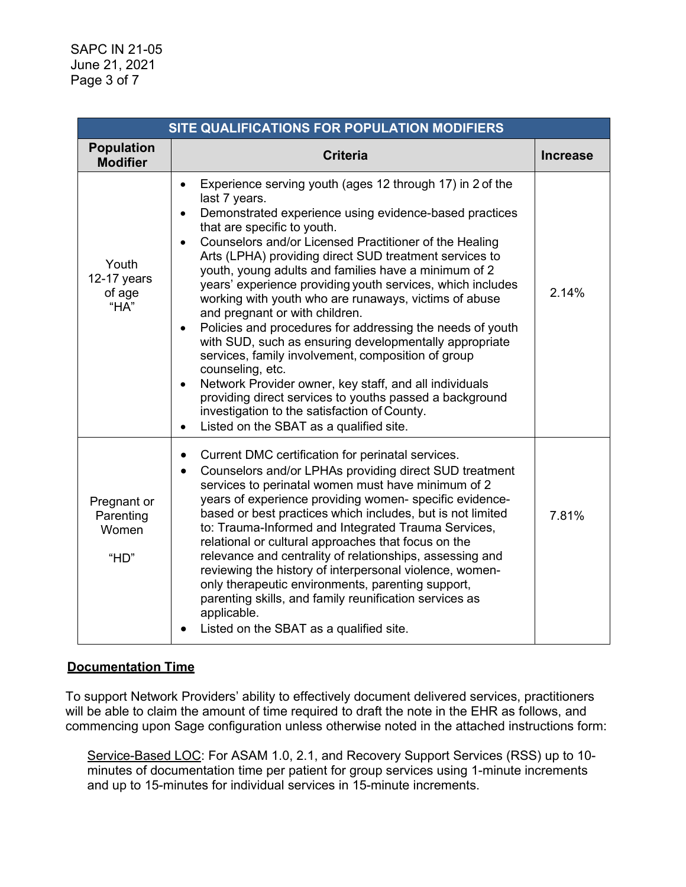| SITE QUALIFICATIONS FOR POPULATION MODIFIERS | | |
|---|---|---|
| **Population Modifier** | **Criteria** | **Increase** |
| Youth 12-17 years of age "HA" | • Experience serving youth (ages 12 through 17) in 2 of the last 7 years. • Demonstrated experience using evidence-based practices that are specific to youth. • Counselors and/or Licensed Practitioner of the Healing Arts (LPHA) providing direct SUD treatment services to youth, young adults and families have a minimum of 2 years' experience providing youth services, which includes working with youth who are runaways, victims of abuse and pregnant or with children. • Policies and procedures for addressing the needs of youth with SUD, such as ensuring developmentally appropriate services, family involvement, composition of group counseling, etc. • Network Provider owner, key staff, and all individuals providing direct services to youths passed a background investigation to the satisfaction of County. • Listed on the SBAT as a qualified site. | 2.14% |
| Pregnant or Parenting Women "HD" | • Current DMC certification for perinatal services. • Counselors and/or LPHAs providing direct SUD treatment services to perinatal women must have minimum of 2 years of experience providing women- specific evidence-based or best practices which includes, but is not limited to: Trauma-Informed and Integrated Trauma Services, relational or cultural approaches that focus on the relevance and centrality of relationships, assessing and reviewing the history of interpersonal violence, women-only therapeutic environments, parenting support, parenting skills, and family reunification services as applicable. • Listed on the SBAT as a qualified site. | 7.81% |

**Documentation Time**

To support Network Providers' ability to effectively document delivered services, practitioners will be able to claim the amount of time required to draft the note in the EHR as follows, and commencing upon Sage configuration unless otherwise noted in the attached instructions form:

Service-Based LOC: For ASAM 1.0, 2.1, and Recovery Support Services (RSS) up to 10-minutes of documentation time per patient for group services using 1-minute increments and up to 15-minutes for individual services in 15-minute increments.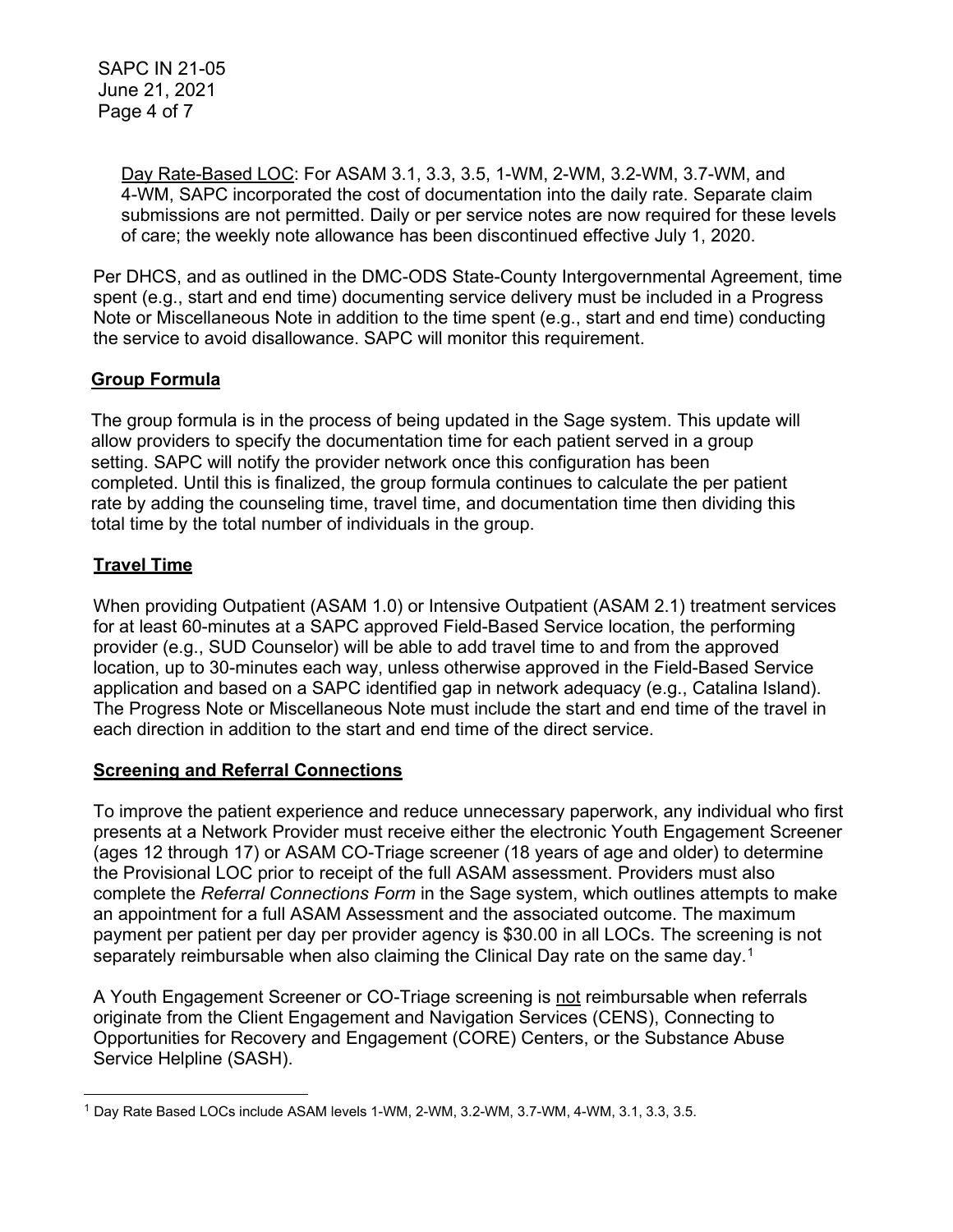Day Rate-Based LOC: For ASAM 3.1, 3.3, 3.5, 1-WM, 2-WM, 3.2-WM, 3.7-WM, and 4-WM, SAPC incorporated the cost of documentation into the daily rate. Separate claim submissions are not permitted. Daily or per service notes are now required for these levels of care; the weekly note allowance has been discontinued effective July 1, 2020.

Per DHCS, and as outlined in the DMC-ODS State-County Intergovernmental Agreement, time spent (e.g., start and end time) documenting service delivery must be included in a Progress Note or Miscellaneous Note in addition to the time spent (e.g., start and end time) conducting the service to avoid disallowance. SAPC will monitor this requirement.

## Group Formula

The group formula is in the process of being updated in the Sage system. This update will allow providers to specify the documentation time for each patient served in a group setting. SAPC will notify the provider network once this configuration has been completed. Until this is finalized, the group formula continues to calculate the per patient rate by adding the counseling time, travel time, and documentation time then dividing this total time by the total number of individuals in the group.

## Travel Time

When providing Outpatient (ASAM 1.0) or Intensive Outpatient (ASAM 2.1) treatment services for at least 60-minutes at a SAPC approved Field-Based Service location, the performing provider (e.g., SUD Counselor) will be able to add travel time to and from the approved location, up to 30-minutes each way, unless otherwise approved in the Field-Based Service application and based on a SAPC identified gap in network adequacy (e.g., Catalina Island). The Progress Note or Miscellaneous Note must include the start and end time of the travel in each direction in addition to the start and end time of the direct service.

## Screening and Referral Connections

To improve the patient experience and reduce unnecessary paperwork, any individual who first presents at a Network Provider must receive either the electronic Youth Engagement Screener (ages 12 through 17) or ASAM CO-Triage screener (18 years of age and older) to determine the Provisional LOC prior to receipt of the full ASAM assessment. Providers must also complete the *Referral Connections Form* in the Sage system, which outlines attempts to make an appointment for a full ASAM Assessment and the associated outcome. The maximum payment per patient per day per provider agency is $30.00 in all LOCs. The screening is not separately reimbursable when also claiming the Clinical Day rate on the same day.[1]

A Youth Engagement Screener or CO-Triage screening is not reimbursable when referrals originate from the Client Engagement and Navigation Services (CENS), Connecting to Opportunities for Recovery and Engagement (CORE) Centers, or the Substance Abuse Service Helpline (SASH).

---

[1] Day Rate Based LOCs include ASAM levels 1-WM, 2-WM, 3.2-WM, 3.7-WM, 4-WM, 3.1, 3.3, 3.5.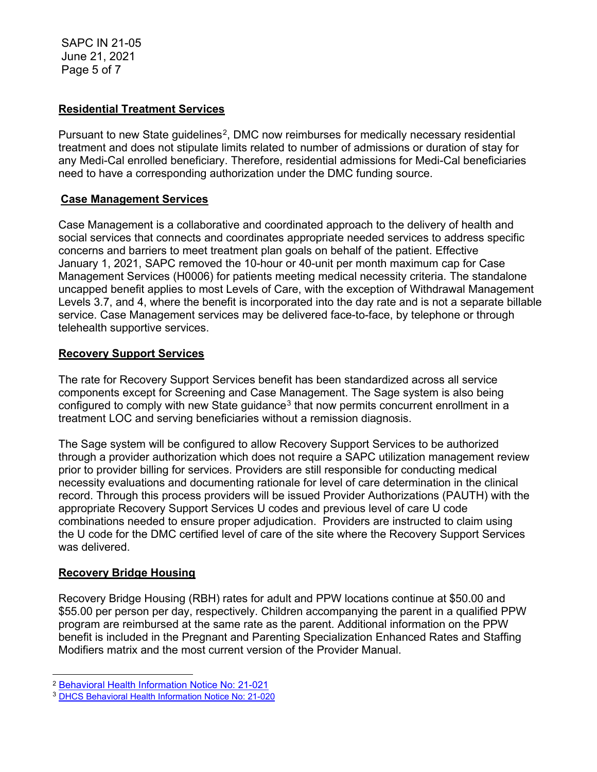## Residential Treatment Services

Pursuant to new State guidelines[2], DMC now reimburses for medically necessary residential treatment and does not stipulate limits related to number of admissions or duration of stay for any Medi-Cal enrolled beneficiary. Therefore, residential admissions for Medi-Cal beneficiaries need to have a corresponding authorization under the DMC funding source.

## Case Management Services

Case Management is a collaborative and coordinated approach to the delivery of health and social services that connects and coordinates appropriate needed services to address specific concerns and barriers to meet treatment plan goals on behalf of the patient. Effective January 1, 2021, SAPC removed the 10-hour or 40-unit per month maximum cap for Case Management Services (H0006) for patients meeting medical necessity criteria. The standalone uncapped benefit applies to most Levels of Care, with the exception of Withdrawal Management Levels 3.7, and 4, where the benefit is incorporated into the day rate and is not a separate billable service. Case Management services may be delivered face-to-face, by telephone or through telehealth supportive services.

## Recovery Support Services

The rate for Recovery Support Services benefit has been standardized across all service components except for Screening and Case Management. The Sage system is also being configured to comply with new State guidance[3] that now permits concurrent enrollment in a treatment LOC and serving beneficiaries without a remission diagnosis.

The Sage system will be configured to allow Recovery Support Services to be authorized through a provider authorization which does not require a SAPC utilization management review prior to provider billing for services. Providers are still responsible for conducting medical necessity evaluations and documenting rationale for level of care determination in the clinical record. Through this process providers will be issued Provider Authorizations (PAUTH) with the appropriate Recovery Support Services U codes and previous level of care U code combinations needed to ensure proper adjudication. Providers are instructed to claim using the U code for the DMC certified level of care of the site where the Recovery Support Services was delivered.

## Recovery Bridge Housing

Recovery Bridge Housing (RBH) rates for adult and PPW locations continue at $50.00 and $55.00 per person per day, respectively. Children accompanying the parent in a qualified PPW program are reimbursed at the same rate as the parent. Additional information on the PPW benefit is included in the Pregnant and Parenting Specialization Enhanced Rates and Staffing Modifiers matrix and the most current version of the Provider Manual.

---

[2] Behavioral Health Information Notice No: 21-021

[3] DHCS Behavioral Health Information Notice No: 21-020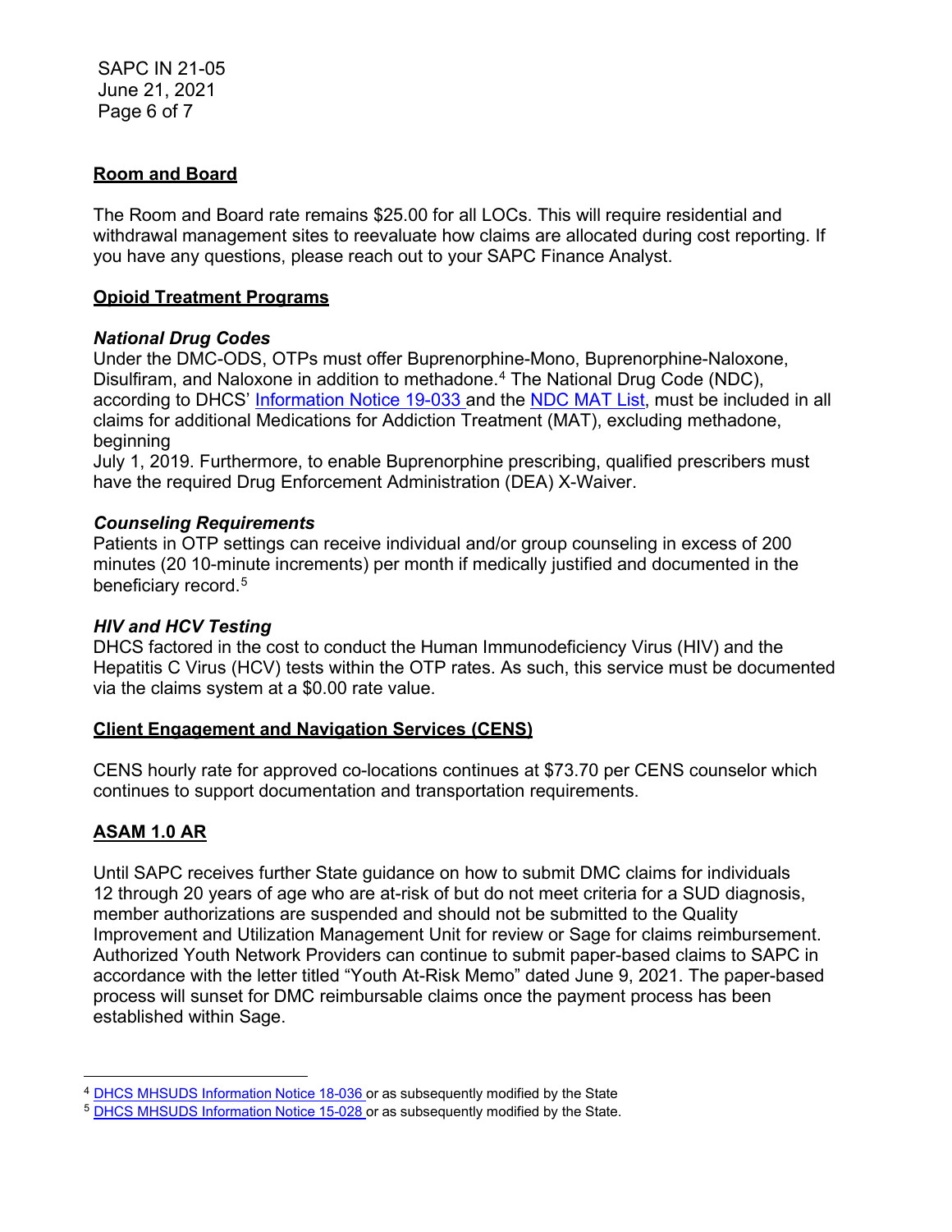**Room and Board**

The Room and Board rate remains $25.00 for all LOCs. This will require residential and withdrawal management sites to reevaluate how claims are allocated during cost reporting. If you have any questions, please reach out to your SAPC Finance Analyst.

**Opioid Treatment Programs**

***National Drug Codes***

Under the DMC-ODS, OTPs must offer Buprenorphine-Mono, Buprenorphine-Naloxone, Disulfiram, and Naloxone in addition to methadone.[4] The National Drug Code (NDC), according to DHCS' Information Notice 19-033 and the NDC MAT List, must be included in all claims for additional Medications for Addiction Treatment (MAT), excluding methadone, beginning July 1, 2019. Furthermore, to enable Buprenorphine prescribing, qualified prescribers must have the required Drug Enforcement Administration (DEA) X-Waiver.

***Counseling Requirements***

Patients in OTP settings can receive individual and/or group counseling in excess of 200 minutes (20 10-minute increments) per month if medically justified and documented in the beneficiary record.[5]

***HIV and HCV Testing***

DHCS factored in the cost to conduct the Human Immunodeficiency Virus (HIV) and the Hepatitis C Virus (HCV) tests within the OTP rates. As such, this service must be documented via the claims system at a $0.00 rate value.

**Client Engagement and Navigation Services (CENS)**

CENS hourly rate for approved co-locations continues at $73.70 per CENS counselor which continues to support documentation and transportation requirements.

**ASAM 1.0 AR**

Until SAPC receives further State guidance on how to submit DMC claims for individuals 12 through 20 years of age who are at-risk of but do not meet criteria for a SUD diagnosis, member authorizations are suspended and should not be submitted to the Quality Improvement and Utilization Management Unit for review or Sage for claims reimbursement. Authorized Youth Network Providers can continue to submit paper-based claims to SAPC in accordance with the letter titled "Youth At-Risk Memo" dated June 9, 2021. The paper-based process will sunset for DMC reimbursable claims once the payment process has been established within Sage.

---

[4] DHCS MHSUDS Information Notice 18-036 or as subsequently modified by the State

[5] DHCS MHSUDS Information Notice 15-028 or as subsequently modified by the State.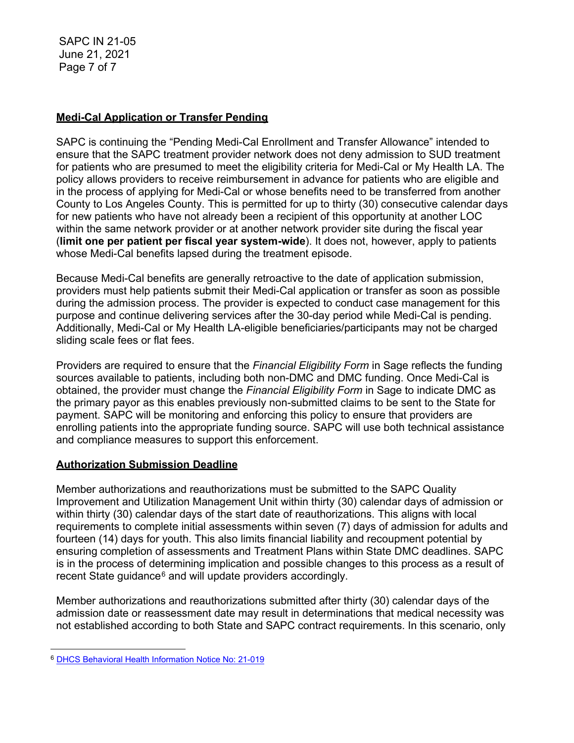## **Medi-Cal Application or Transfer Pending**

SAPC is continuing the "Pending Medi-Cal Enrollment and Transfer Allowance" intended to ensure that the SAPC treatment provider network does not deny admission to SUD treatment for patients who are presumed to meet the eligibility criteria for Medi-Cal or My Health LA. The policy allows providers to receive reimbursement in advance for patients who are eligible and in the process of applying for Medi-Cal or whose benefits need to be transferred from another County to Los Angeles County. This is permitted for up to thirty (30) consecutive calendar days for new patients who have not already been a recipient of this opportunity at another LOC within the same network provider or at another network provider site during the fiscal year (**limit one per patient per fiscal year system-wide**). It does not, however, apply to patients whose Medi-Cal benefits lapsed during the treatment episode.

Because Medi-Cal benefits are generally retroactive to the date of application submission, providers must help patients submit their Medi-Cal application or transfer as soon as possible during the admission process. The provider is expected to conduct case management for this purpose and continue delivering services after the 30-day period while Medi-Cal is pending. Additionally, Medi-Cal or My Health LA-eligible beneficiaries/participants may not be charged sliding scale fees or flat fees.

Providers are required to ensure that the *Financial Eligibility Form* in Sage reflects the funding sources available to patients, including both non-DMC and DMC funding. Once Medi-Cal is obtained, the provider must change the *Financial Eligibility Form* in Sage to indicate DMC as the primary payor as this enables previously non-submitted claims to be sent to the State for payment. SAPC will be monitoring and enforcing this policy to ensure that providers are enrolling patients into the appropriate funding source. SAPC will use both technical assistance and compliance measures to support this enforcement.

## **Authorization Submission Deadline**

Member authorizations and reauthorizations must be submitted to the SAPC Quality Improvement and Utilization Management Unit within thirty (30) calendar days of admission or within thirty (30) calendar days of the start date of reauthorizations. This aligns with local requirements to complete initial assessments within seven (7) days of admission for adults and fourteen (14) days for youth. This also limits financial liability and recoupment potential by ensuring completion of assessments and Treatment Plans within State DMC deadlines. SAPC is in the process of determining implication and possible changes to this process as a result of recent State guidance[6] and will update providers accordingly.

Member authorizations and reauthorizations submitted after thirty (30) calendar days of the admission date or reassessment date may result in determinations that medical necessity was not established according to both State and SAPC contract requirements. In this scenario, only

[6] DHCS Behavioral Health Information Notice No: 21-019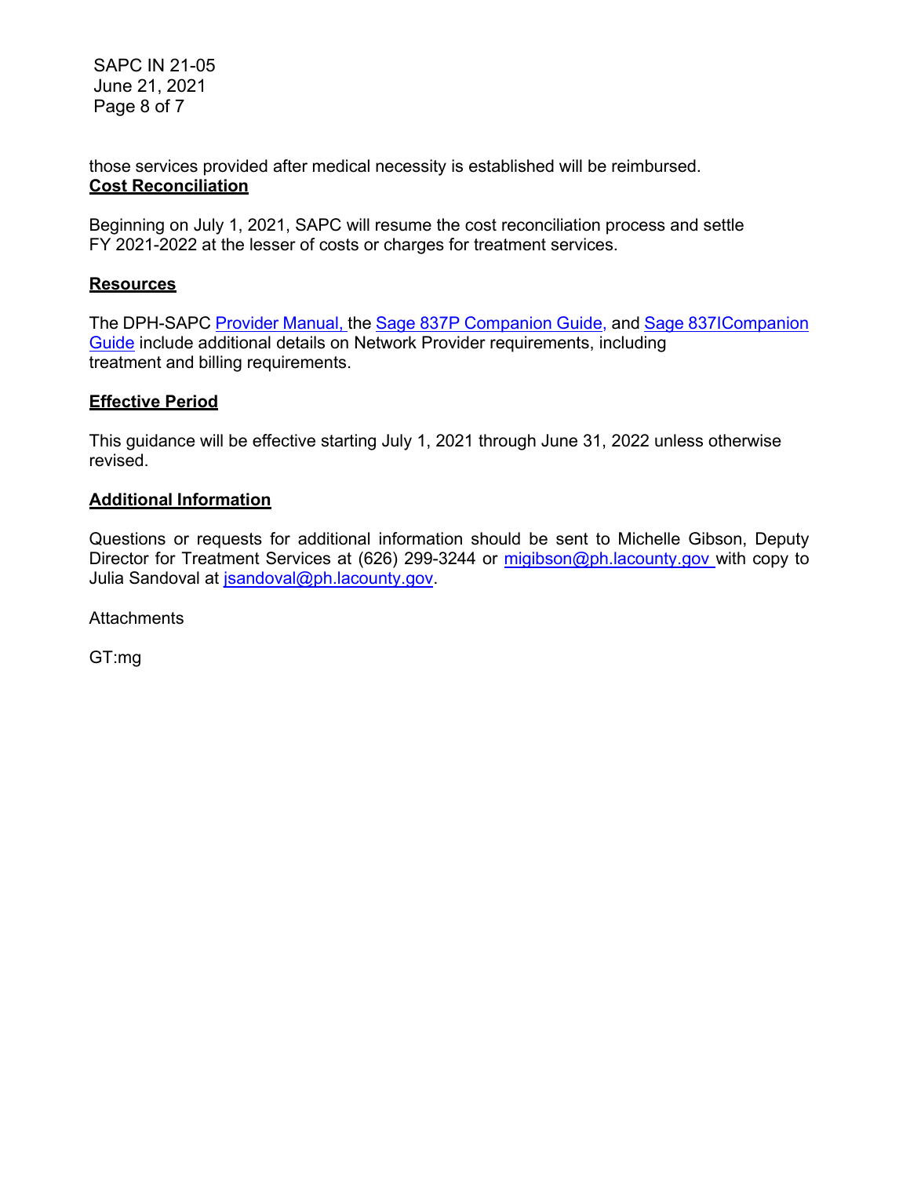those services provided after medical necessity is established will be reimbursed.

**Cost Reconciliation**

Beginning on July 1, 2021, SAPC will resume the cost reconciliation process and settle FY 2021-2022 at the lesser of costs or charges for treatment services.

**Resources**

The DPH-SAPC Provider Manual, the Sage 837P Companion Guide, and Sage 837ICompanion Guide include additional details on Network Provider requirements, including treatment and billing requirements.

**Effective Period**

This guidance will be effective starting July 1, 2021 through June 31, 2022 unless otherwise revised.

**Additional Information**

Questions or requests for additional information should be sent to Michelle Gibson, Deputy Director for Treatment Services at (626) 299-3244 or migibson@ph.lacounty.gov with copy to Julia Sandoval at jsandoval@ph.lacounty.gov.

Attachments

GT:mg